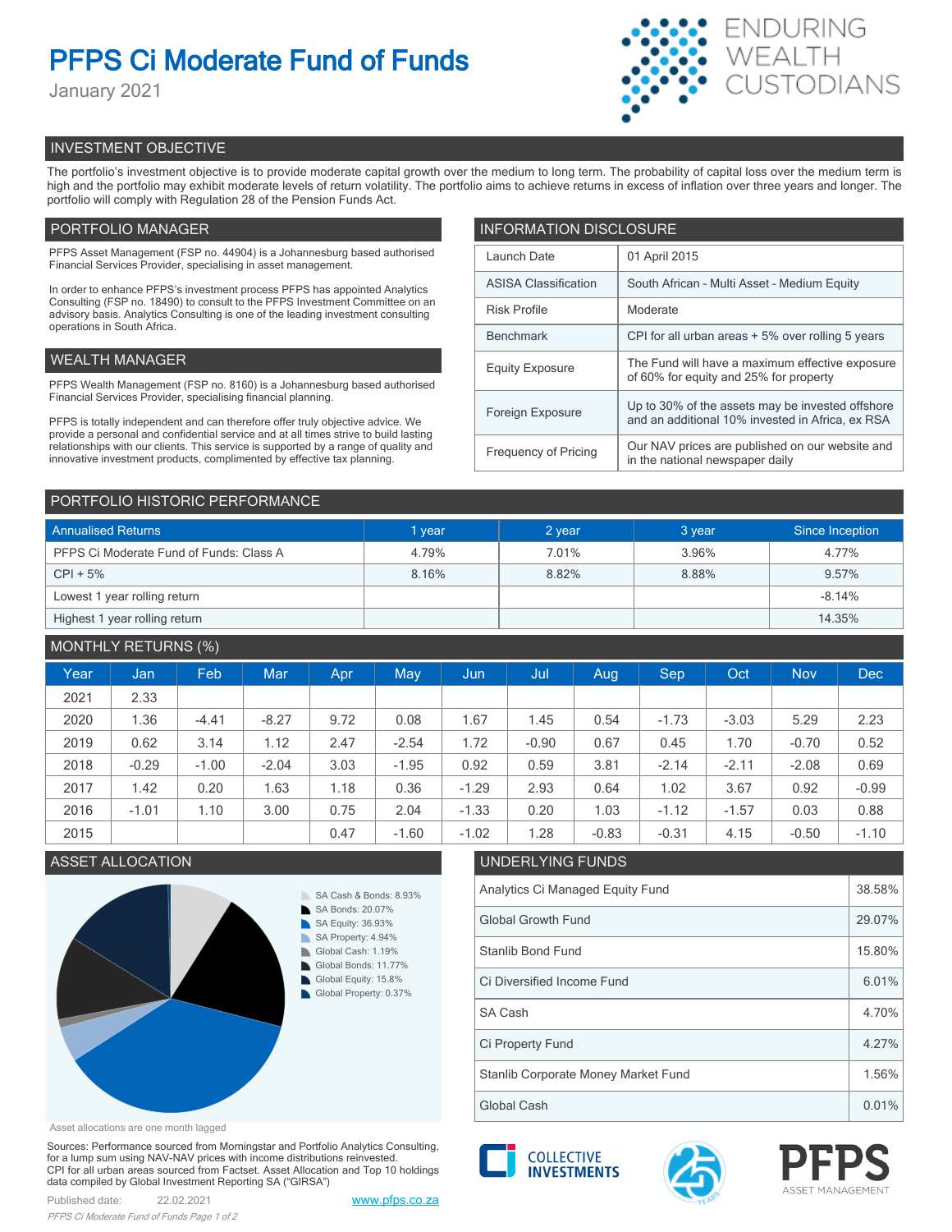# PFPS Ci Moderate Fund of Funds

January 2021

ENDURING WEALTH CUSTODIANS

## INVESTMENT OBJECTIVE

The portfolio's investment objective is to provide moderate capital growth over the medium to long term. The probability of capital loss over the medium term is high and the portfolio may exhibit moderate levels of return volatility. The portfolio aims to achieve returns in excess of inflation over three years and longer. The portfolio will comply with Regulation 28 of the Pension Funds Act.

## PORTFOLIO MANAGER

PFPS Asset Management (FSP no. 44904) is a Johannesburg based authorised Financial Services Provider, specialising in asset management.

In order to enhance PFPS's investment process PFPS has appointed Analytics Consulting (FSP no. 18490) to consult to the PFPS Investment Committee on an advisory basis. Analytics Consulting is one of the leading investment consulting operations in South Africa.

## WEALTH MANAGER

PFPS Wealth Management (FSP no. 8160) is a Johannesburg based authorised Financial Services Provider, specialising financial planning.

PFPS is totally independent and can therefore offer truly objective advice. We provide a personal and confidential service and at all times strive to build lasting relationships with our clients. This service is supported by a range of quality and innovative investment products, complimented by effective tax planning.

## INFORMATION DISCLOSURE

| | |
|---|---|
| Launch Date | 01 April 2015 |
| ASISA Classification | South African - Multi Asset - Medium Equity |
| Risk Profile | Moderate |
| Benchmark | CPI for all urban areas + 5% over rolling 5 years |
| Equity Exposure | The Fund will have a maximum effective exposure of 60% for equity and 25% for property |
| Foreign Exposure | Up to 30% of the assets may be invested offshore and an additional 10% invested in Africa, ex RSA |
| Frequency of Pricing | Our NAV prices are published on our website and in the national newspaper daily |

## PORTFOLIO HISTORIC PERFORMANCE

| Annualised Returns | 1 year | 2 year | 3 year | Since Inception |
|---|---|---|---|---|
| PFPS Ci Moderate Fund of Funds: Class A | 4.79% | 7.01% | 3.96% | 4.77% |
| CPI + 5% | 8.16% | 8.82% | 8.88% | 9.57% |
| Lowest 1 year rolling return | | | | -8.14% |
| Highest 1 year rolling return | | | | 14.35% |

## MONTHLY RETURNS (%)

| Year | Jan | Feb | Mar | Apr | May | Jun | Jul | Aug | Sep | Oct | Nov | Dec |
|---|---|---|---|---|---|---|---|---|---|---|---|---|
| 2021 | 2.33 | | | | | | | | | | | |
| 2020 | 1.36 | -4.41 | -8.27 | 9.72 | 0.08 | 1.67 | 1.45 | 0.54 | -1.73 | -3.03 | 5.29 | 2.23 |
| 2019 | 0.62 | 3.14 | 1.12 | 2.47 | -2.54 | 1.72 | -0.90 | 0.67 | 0.45 | 1.70 | -0.70 | 0.52 |
| 2018 | -0.29 | -1.00 | -2.04 | 3.03 | -1.95 | 0.92 | 0.59 | 3.81 | -2.14 | -2.11 | -2.08 | 0.69 |
| 2017 | 1.42 | 0.20 | 1.63 | 1.18 | 0.36 | -1.29 | 2.93 | 0.64 | 1.02 | 3.67 | 0.92 | -0.99 |
| 2016 | -1.01 | 1.10 | 3.00 | 0.75 | 2.04 | -1.33 | 0.20 | 1.03 | -1.12 | -1.57 | 0.03 | 0.88 |
| 2015 | | | | 0.47 | -1.60 | -1.02 | 1.28 | -0.83 | -0.31 | 4.15 | -0.50 | -1.10 |

## ASSET ALLOCATION

- SA Cash & Bonds: 8.93%
- SA Bonds: 20.07%
- SA Equity: 36.93%
- SA Property: 4.94%
- Global Cash: 1.19%
- Global Bonds: 11.77%
- Global Equity: 15.8%
- Global Property: 0.37%

Asset allocations are one month lagged

## UNDERLYING FUNDS

| | |
|---|---|
| Analytics Ci Managed Equity Fund | 38.58% |
| Global Growth Fund | 29.07% |
| Stanlib Bond Fund | 15.80% |
| Ci Diversified Income Fund | 6.01% |
| SA Cash | 4.70% |
| Ci Property Fund | 4.27% |
| Stanlib Corporate Money Market Fund | 1.56% |
| Global Cash | 0.01% |

Sources: Performance sourced from Morningstar and Portfolio Analytics Consulting, for a lump sum using NAV-NAV prices with income distributions reinvested. CPI for all urban areas sourced from Factset. Asset Allocation and Top 10 holdings data compiled by Global Investment Reporting SA ("GIRSA")

Published date: 22.02.2021

www.pfps.co.za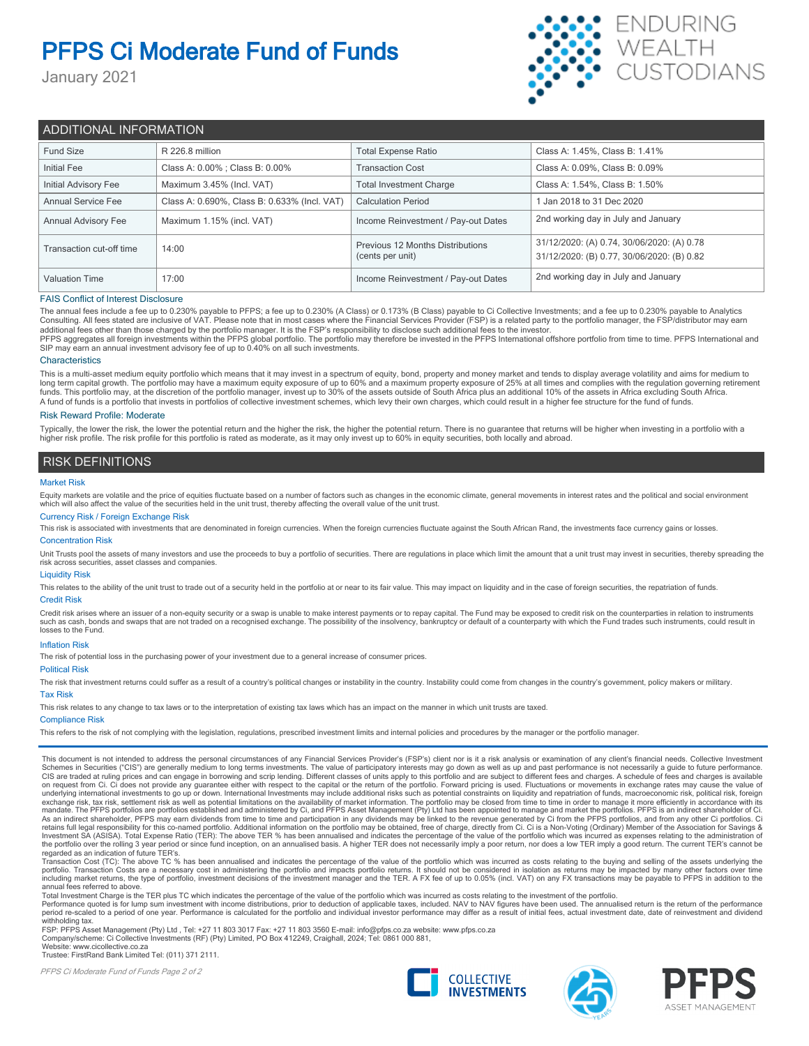# PFPS Ci Moderate Fund of Funds

January 2021

ENDURING WEALTH CUSTODIANS

## ADDITIONAL INFORMATION

| | | | |
|---|---|---|---|
| Fund Size | R 226.8 million | Total Expense Ratio | Class A: 1.45%, Class B: 1.41% |
| Initial Fee | Class A: 0.00% ; Class B: 0.00% | Transaction Cost | Class A: 0.09%, Class B: 0.09% |
| Initial Advisory Fee | Maximum 3.45% (Incl. VAT) | Total Investment Charge | Class A: 1.54%, Class B: 1.50% |
| Annual Service Fee | Class A: 0.690%, Class B: 0.633% (Incl. VAT) | Calculation Period | 1 Jan 2018 to 31 Dec 2020 |
| Annual Advisory Fee | Maximum 1.15% (incl. VAT) | Income Reinvestment / Pay-out Dates | 2nd working day in July and January |
| Transaction cut-off time | 14:00 | Previous 12 Months Distributions (cents per unit) | 31/12/2020: (A) 0.74, 30/06/2020: (A) 0.78<br>31/12/2020: (B) 0.77, 30/06/2020: (B) 0.82 |
| Valuation Time | 17:00 | Income Reinvestment / Pay-out Dates | 2nd working day in July and January |

### FAIS Conflict of Interest Disclosure

The annual fees include a fee up to 0.230% payable to PFPS; a fee up to 0.230% (A Class) or 0.173% (B Class) payable to Ci Collective Investments; and a fee up to 0.230% payable to Analytics Consulting. All fees stated are inclusive of VAT. Please note that in most cases where the Financial Services Provider (FSP) is a related party to the portfolio manager, the FSP/distributor may earn additional fees other than those charged by the portfolio manager. It is the FSP's responsibility to disclose such additional fees to the investor.
PFPS aggregates all foreign investments within the PFPS global portfolio. The portfolio may therefore be invested in the PFPS International offshore portfolio from time to time. PFPS International and SIP may earn an annual investment advisory fee of up to 0.40% on all such investments.

### Characteristics

This is a multi-asset medium equity portfolio which means that it may invest in a spectrum of equity, bond, property and money market and tends to display average volatility and aims for medium to long term capital growth. The portfolio may have a maximum equity exposure of up to 60% and a maximum property exposure of 25% at all times and complies with the regulation governing retirement funds. This portfolio may, at the discretion of the portfolio manager, invest up to 30% of the assets outside of South Africa plus an additional 10% of the assets in Africa excluding South Africa.
A fund of funds is a portfolio that invests in portfolios of collective investment schemes, which levy their own charges, which could result in a higher fee structure for the fund of funds.

### Risk Reward Profile: Moderate

Typically, the lower the risk, the lower the potential return and the higher the risk, the higher the potential return. There is no guarantee that returns will be higher when investing in a portfolio with a higher risk profile. The risk profile for this portfolio is rated as moderate, as it may only invest up to 60% in equity securities, both locally and abroad.

## RISK DEFINITIONS

### Market Risk

Equity markets are volatile and the price of equities fluctuate based on a number of factors such as changes in the economic climate, general movements in interest rates and the political and social environment which will also affect the value of the securities held in the unit trust, thereby affecting the overall value of the unit trust.

### Currency Risk / Foreign Exchange Risk

This risk is associated with investments that are denominated in foreign currencies. When the foreign currencies fluctuate against the South African Rand, the investments face currency gains or losses.

### Concentration Risk

Unit Trusts pool the assets of many investors and use the proceeds to buy a portfolio of securities. There are regulations in place which limit the amount that a unit trust may invest in securities, thereby spreading the risk across securities, asset classes and companies.

### Liquidity Risk

This relates to the ability of the unit trust to trade out of a security held in the portfolio at or near to its fair value. This may impact on liquidity and in the case of foreign securities, the repatriation of funds.

### Credit Risk

Credit risk arises where an issuer of a non-equity security or a swap is unable to make interest payments or to repay capital. The Fund may be exposed to credit risk on the counterparties in relation to instruments such as cash, bonds and swaps that are not traded on a recognised exchange. The possibility of the insolvency, bankruptcy or default of a counterparty with which the Fund trades such instruments, could result in losses to the Fund.

### Inflation Risk

The risk of potential loss in the purchasing power of your investment due to a general increase of consumer prices.

### Political Risk

The risk that investment returns could suffer as a result of a country's political changes or instability in the country. Instability could come from changes in the country's government, policy makers or military.

### Tax Risk

This risk relates to any change to tax laws or to the interpretation of existing tax laws which has an impact on the manner in which unit trusts are taxed.

### Compliance Risk

This refers to the risk of not complying with the legislation, regulations, prescribed investment limits and internal policies and procedures by the manager or the portfolio manager.

This document is not intended to address the personal circumstances of any Financial Services Provider's (FSP's) client nor is it a risk analysis or examination of any client's financial needs. Collective Investment Schemes in Securities ("CIS") are generally medium to long terms investments. The value of participatory interests may go down as well as up and past performance is not necessarily a guide to future performance. CIS are traded at ruling prices and can engage in borrowing and scrip lending. Different classes of units apply to this portfolio and are subject to different fees and charges. A schedule of fees and charges is available on request from Ci. Ci does not provide any guarantee either with respect to the capital or the return of the portfolio. Forward pricing is used. Fluctuations or movements in exchange rates may cause the value of underlying international investments to go up or down. International Investments may include additional risks such as potential constraints on liquidity and repatriation of funds, macroeconomic risk, political risk, foreign exchange risk, tax risk, settlement risk as well as potential limitations on the availability of market information. The portfolio may be closed from time to time in order to manage it more efficiently in accordance with its mandate. The PFPS portfolios are portfolios established and administered by Ci, and PFPS Asset Management (Pty) Ltd has been appointed to manage and market the portfolios. PFPS is an indirect shareholder of Ci. As an indirect shareholder, PFPS may earn dividends from time to time and participation in any dividends may be linked to the revenue generated by Ci from the PFPS portfolios, and from any other Ci portfolios. Ci retains full legal responsibility for this co-named portfolio. Additional information on the portfolio may be obtained, free of charge, directly from Ci. Ci is a Non-Voting (Ordinary) Member of the Association for Savings & Investment SA (ASISA). Total Expense Ratio (TER): The above TER % has been annualised and indicates the percentage of the value of the portfolio which was incurred as expenses relating to the administration of the portfolio over the rolling 3 year period or since fund inception, on an annualised basis. A higher TER does not necessarily imply a poor return, nor does a low TER imply a good return. The current TER's cannot be regarded as an indication of future TER's.
Transaction Cost (TC): The above TC % has been annualised and indicates the percentage of the value of the portfolio which was incurred as costs relating to the buying and selling of the assets underlying the portfolio. Transaction Costs are a necessary cost in administering the portfolio and impacts portfolio returns. It should not be considered in isolation as returns may be impacted by many other factors over time including market returns, the type of portfolio, investment decisions of the investment manager and the TER. A FX fee of up to 0.05% (incl. VAT) on any FX transactions may be payable to PFPS in addition to the annual fees referred to above.
Total Investment Charge is the TER plus TC which indicates the percentage of the value of the portfolio which was incurred as costs relating to the investment of the portfolio.
Performance quoted is for lump sum investment with income distributions, prior to deduction of applicable taxes, included. NAV to NAV figures have been used. The annualised return is the return of the performance period re-scaled to a period of one year. Performance is calculated for the portfolio and individual investor performance may differ as a result of initial fees, actual investment date, date of reinvestment and dividend withholding tax.
FSP: PFPS Asset Management (Pty) Ltd , Tel: +27 11 803 3017 Fax: +27 11 803 3560 E-mail: info@pfps.co.za website: www.pfps.co.za
Company/scheme: Ci Collective Investments (RF) (Pty) Limited, PO Box 412249, Craighall, 2024; Tel: 0861 000 881,
Website: www.cicollective.co.za
Trustee: FirstRand Bank Limited Tel: (011) 371 2111.

COLLECTIVE INVESTMENTS

PFPS ASSET MANAGEMENT